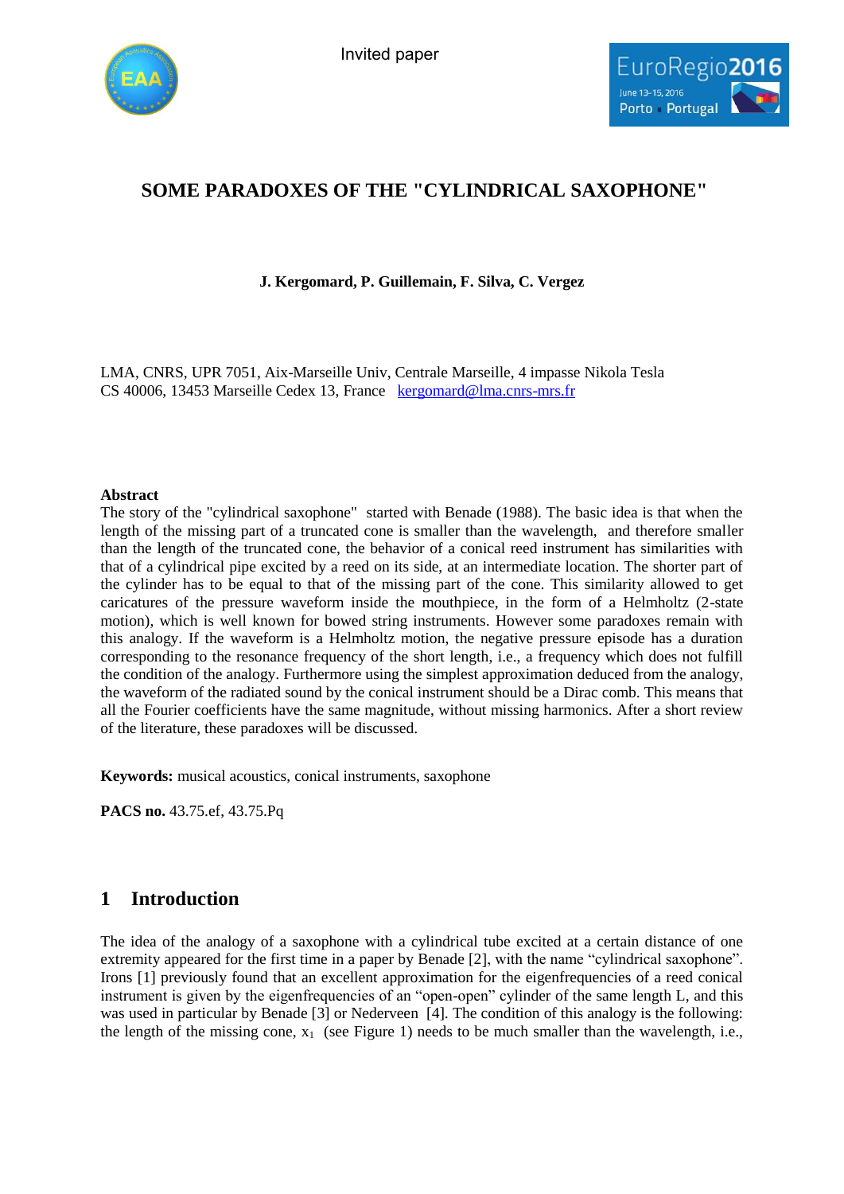Invited paper

# SOME PARADOXES OF THE "CYLINDRICAL SAXOPHONE"

**J. Kergomard, P. Guillemain, F. Silva, C. Vergez**

LMA, CNRS, UPR 7051, Aix-Marseille Univ, Centrale Marseille, 4 impasse Nikola Tesla
CS 40006, 13453 Marseille Cedex 13, France kergomard@lma.cnrs-mrs.fr

### Abstract

The story of the "cylindrical saxophone" started with Benade (1988). The basic idea is that when the length of the missing part of a truncated cone is smaller than the wavelength, and therefore smaller than the length of the truncated cone, the behavior of a conical reed instrument has similarities with that of a cylindrical pipe excited by a reed on its side, at an intermediate location. The shorter part of the cylinder has to be equal to that of the missing part of the cone. This similarity allowed to get caricatures of the pressure waveform inside the mouthpiece, in the form of a Helmholtz (2-state motion), which is well known for bowed string instruments. However some paradoxes remain with this analogy. If the waveform is a Helmholtz motion, the negative pressure episode has a duration corresponding to the resonance frequency of the short length, i.e., a frequency which does not fulfill the condition of the analogy. Furthermore using the simplest approximation deduced from the analogy, the waveform of the radiated sound by the conical instrument should be a Dirac comb. This means that all the Fourier coefficients have the same magnitude, without missing harmonics. After a short review of the literature, these paradoxes will be discussed.

**Keywords:** musical acoustics, conical instruments, saxophone

**PACS no.** 43.75.ef, 43.75.Pq

## 1 Introduction

The idea of the analogy of a saxophone with a cylindrical tube excited at a certain distance of one extremity appeared for the first time in a paper by Benade [2], with the name "cylindrical saxophone". Irons [1] previously found that an excellent approximation for the eigenfrequencies of a reed conical instrument is given by the eigenfrequencies of an "open-open" cylinder of the same length L, and this was used in particular by Benade [3] or Nederveen [4]. The condition of this analogy is the following: the length of the missing cone, $x_1$ (see Figure 1) needs to be much smaller than the wavelength, i.e.,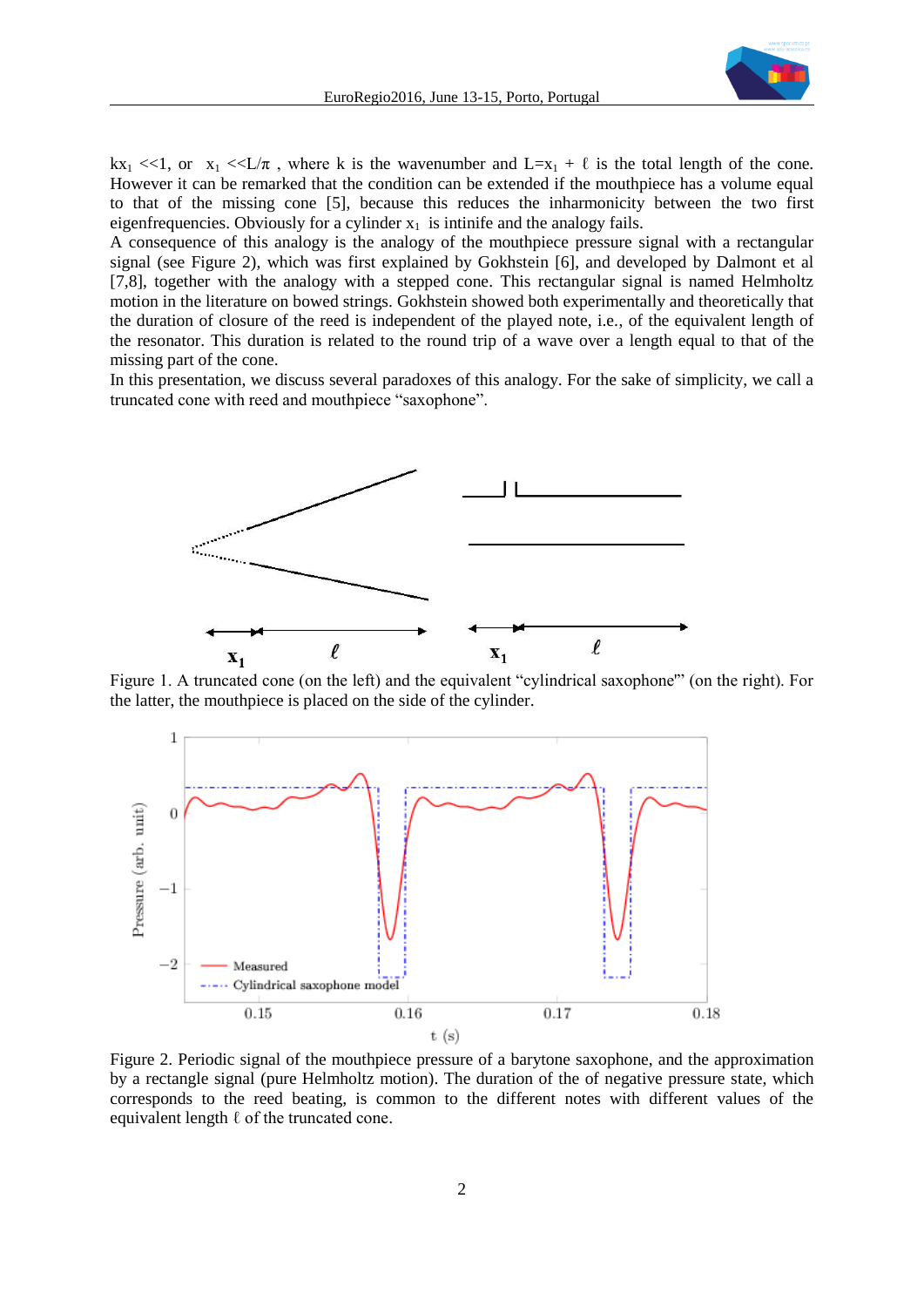$kx_1$ <<1, or $x_1$ <<L/π , where k is the wavenumber and L=$x_1$ + ℓ is the total length of the cone. However it can be remarked that the condition can be extended if the mouthpiece has a volume equal to that of the missing cone [5], because this reduces the inharmonicity between the two first eigenfrequencies. Obviously for a cylinder $x_1$ is intinife and the analogy fails.

A consequence of this analogy is the analogy of the mouthpiece pressure signal with a rectangular signal (see Figure 2), which was first explained by Gokhstein [6], and developed by Dalmont et al [7,8], together with the analogy with a stepped cone. This rectangular signal is named Helmholtz motion in the literature on bowed strings. Gokhstein showed both experimentally and theoretically that the duration of closure of the reed is independent of the played note, i.e., of the equivalent length of the resonator. This duration is related to the round trip of a wave over a length equal to that of the missing part of the cone.

In this presentation, we discuss several paradoxes of this analogy. For the sake of simplicity, we call a truncated cone with reed and mouthpiece "saxophone".

Figure 1. A truncated cone (on the left) and the equivalent "cylindrical saxophone" (on the right). For the latter, the mouthpiece is placed on the side of the cylinder.

Figure 2. Periodic signal of the mouthpiece pressure of a barytone saxophone, and the approximation by a rectangle signal (pure Helmholtz motion). The duration of the of negative pressure state, which corresponds to the reed beating, is common to the different notes with different values of the equivalent length ℓ of the truncated cone.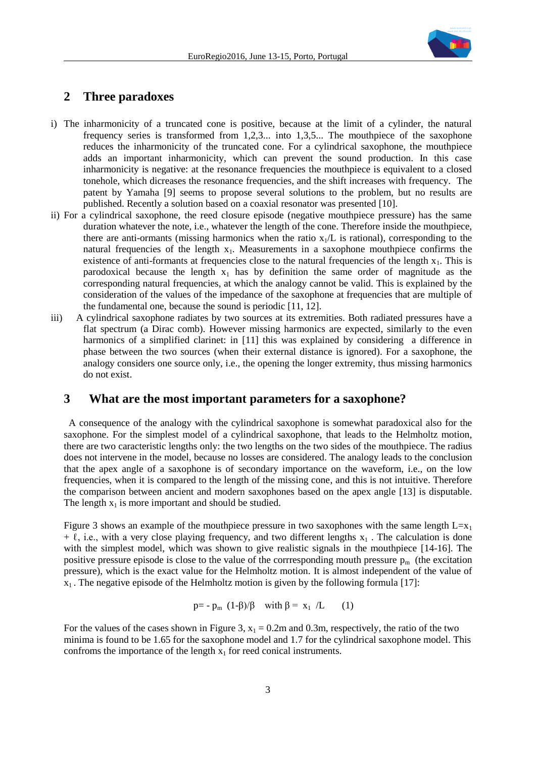## 2 Three paradoxes

i) The inharmonicity of a truncated cone is positive, because at the limit of a cylinder, the natural frequency series is transformed from 1,2,3... into 1,3,5... The mouthpiece of the saxophone reduces the inharmonicity of the truncated cone. For a cylindrical saxophone, the mouthpiece adds an important inharmonicity, which can prevent the sound production. In this case inharmonicity is negative: at the resonance frequencies the mouthpiece is equivalent to a closed tonehole, which dicreases the resonance frequencies, and the shift increases with frequency. The patent by Yamaha [9] seems to propose several solutions to the problem, but no results are published. Recently a solution based on a coaxial resonator was presented [10].

ii) For a cylindrical saxophone, the reed closure episode (negative mouthpiece pressure) has the same duration whatever the note, i.e., whatever the length of the cone. Therefore inside the mouthpiece, there are anti-ormants (missing harmonics when the ratio $x_1/L$ is rational), corresponding to the natural frequencies of the length $x_1$. Measurements in a saxophone mouthpiece confirms the existence of anti-formants at frequencies close to the natural frequencies of the length $x_1$. This is parodoxical because the length $x_1$ has by definition the same order of magnitude as the corresponding natural frequencies, at which the analogy cannot be valid. This is explained by the consideration of the values of the impedance of the saxophone at frequencies that are multiple of the fundamental one, because the sound is periodic [11, 12].

iii) A cylindrical saxophone radiates by two sources at its extremities. Both radiated pressures have a flat spectrum (a Dirac comb). However missing harmonics are expected, similarly to the even harmonics of a simplified clarinet: in [11] this was explained by considering a difference in phase between the two sources (when their external distance is ignored). For a saxophone, the analogy considers one source only, i.e., the opening the longer extremity, thus missing harmonics do not exist.

## 3 What are the most important parameters for a saxophone?

A consequence of the analogy with the cylindrical saxophone is somewhat paradoxical also for the saxophone. For the simplest model of a cylindrical saxophone, that leads to the Helmholtz motion, there are two caracteristic lengths only: the two lengths on the two sides of the mouthpiece. The radius does not intervene in the model, because no losses are considered. The analogy leads to the conclusion that the apex angle of a saxophone is of secondary importance on the waveform, i.e., on the low frequencies, when it is compared to the length of the missing cone, and this is not intuitive. Therefore the comparison between ancient and modern saxophones based on the apex angle [13] is disputable. The length $x_1$ is more important and should be studied.

Figure 3 shows an example of the mouthpiece pressure in two saxophones with the same length $L=x_1 + \ell$, i.e., with a very close playing frequency, and two different lengths $x_1$. The calculation is done with the simplest model, which was shown to give realistic signals in the mouthpiece [14-16]. The positive pressure episode is close to the value of the corrresponding mouth pressure $p_m$ (the excitation pressure), which is the exact value for the Helmholtz motion. It is almost independent of the value of $x_1$. The negative episode of the Helmholtz motion is given by the following formula [17]:

$$p = - p_m \, (1-\beta)/\beta \quad \text{with } \beta = x_1 / L \qquad (1)$$

For the values of the cases shown in Figure 3, $x_1 = 0.2$m and 0.3m, respectively, the ratio of the two minima is found to be 1.65 for the saxophone model and 1.7 for the cylindrical saxophone model. This confroms the importance of the length $x_1$ for reed conical instruments.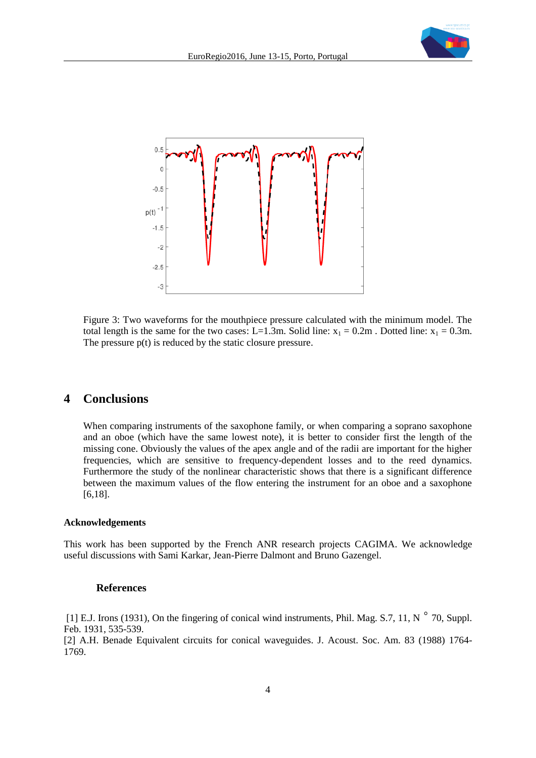Figure 3: Two waveforms for the mouthpiece pressure calculated with the minimum model. The total length is the same for the two cases: L=1.3m. Solid line: $x_1$ = 0.2m . Dotted line: $x_1$ = 0.3m. The pressure p(t) is reduced by the static closure pressure.

# 4 Conclusions

When comparing instruments of the saxophone family, or when comparing a soprano saxophone and an oboe (which have the same lowest note), it is better to consider first the length of the missing cone. Obviously the values of the apex angle and of the radii are important for the higher frequencies, which are sensitive to frequency-dependent losses and to the reed dynamics. Furthermore the study of the nonlinear characteristic shows that there is a significant difference between the maximum values of the flow entering the instrument for an oboe and a saxophone [6,18].

**Acknowledgements**

This work has been supported by the French ANR research projects CAGIMA. We acknowledge useful discussions with Sami Karkar, Jean-Pierre Dalmont and Bruno Gazengel.

## References

[1] E.J. Irons (1931), On the fingering of conical wind instruments, Phil. Mag. S.7, 11, N ° 70, Suppl. Feb. 1931, 535-539.

[2] A.H. Benade Equivalent circuits for conical waveguides. J. Acoust. Soc. Am. 83 (1988) 1764-1769.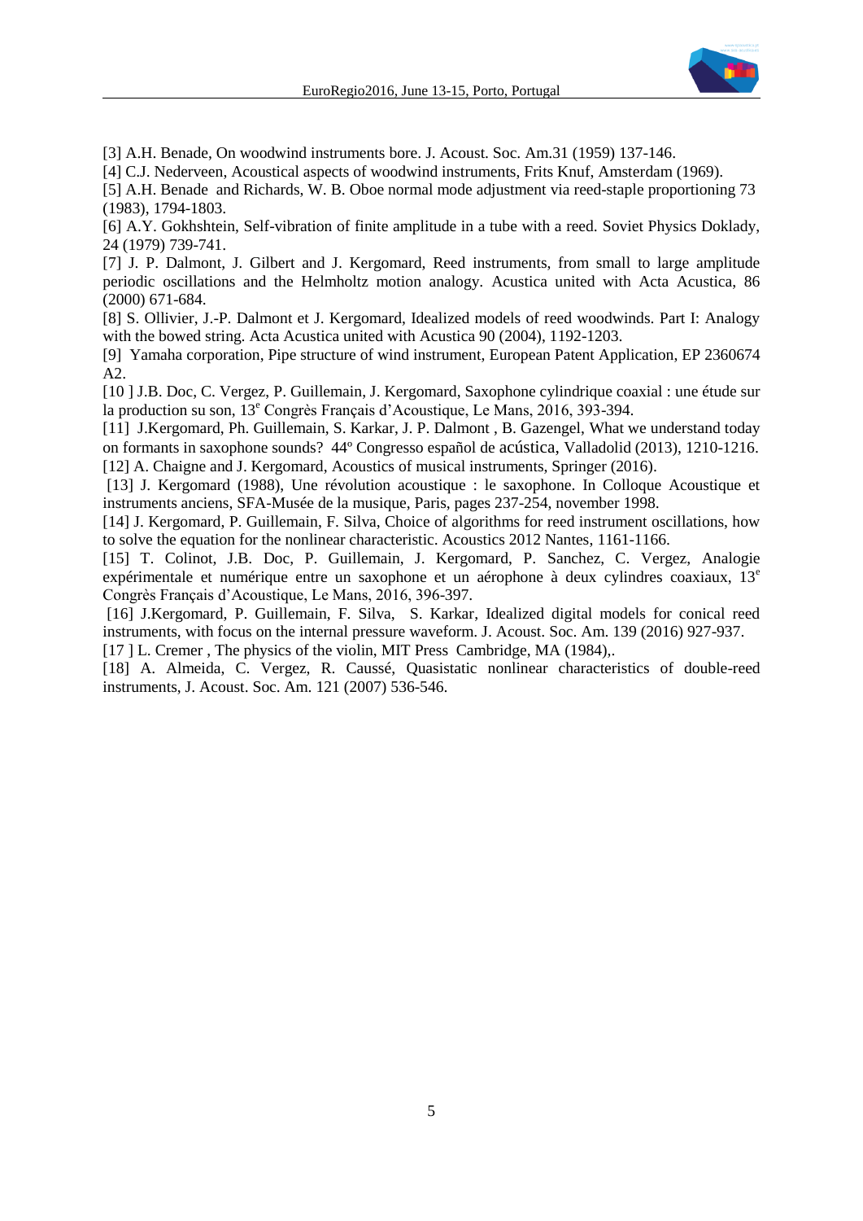[3] A.H. Benade, On woodwind instruments bore. J. Acoust. Soc. Am.31 (1959) 137-146.

[4] C.J. Nederveen, Acoustical aspects of woodwind instruments, Frits Knuf, Amsterdam (1969).

[5] A.H. Benade and Richards, W. B. Oboe normal mode adjustment via reed-staple proportioning 73 (1983), 1794-1803.

[6] A.Y. Gokhshtein, Self-vibration of finite amplitude in a tube with a reed. Soviet Physics Doklady, 24 (1979) 739-741.

[7] J. P. Dalmont, J. Gilbert and J. Kergomard, Reed instruments, from small to large amplitude periodic oscillations and the Helmholtz motion analogy. Acustica united with Acta Acustica, 86 (2000) 671-684.

[8] S. Ollivier, J.-P. Dalmont et J. Kergomard, Idealized models of reed woodwinds. Part I: Analogy with the bowed string. Acta Acustica united with Acustica 90 (2004), 1192-1203.

[9] Yamaha corporation, Pipe structure of wind instrument, European Patent Application, EP 2360674 A2.

[10 ] J.B. Doc, C. Vergez, P. Guillemain, J. Kergomard, Saxophone cylindrique coaxial : une étude sur la production su son, 13e Congrès Français d'Acoustique, Le Mans, 2016, 393-394.

[11] J.Kergomard, Ph. Guillemain, S. Karkar, J. P. Dalmont , B. Gazengel, What we understand today on formants in saxophone sounds? 44º Congresso español de acústica, Valladolid (2013), 1210-1216.

[12] A. Chaigne and J. Kergomard, Acoustics of musical instruments, Springer (2016).

[13] J. Kergomard (1988), Une révolution acoustique : le saxophone. In Colloque Acoustique et instruments anciens, SFA-Musée de la musique, Paris, pages 237-254, november 1998.

[14] J. Kergomard, P. Guillemain, F. Silva, Choice of algorithms for reed instrument oscillations, how to solve the equation for the nonlinear characteristic. Acoustics 2012 Nantes, 1161-1166.

[15] T. Colinot, J.B. Doc, P. Guillemain, J. Kergomard, P. Sanchez, C. Vergez, Analogie expérimentale et numérique entre un saxophone et un aérophone à deux cylindres coaxiaux, 13e Congrès Français d'Acoustique, Le Mans, 2016, 396-397.

[16] J.Kergomard, P. Guillemain, F. Silva, S. Karkar, Idealized digital models for conical reed instruments, with focus on the internal pressure waveform. J. Acoust. Soc. Am. 139 (2016) 927-937.

[17 ] L. Cremer , The physics of the violin, MIT Press Cambridge, MA (1984),.

[18] A. Almeida, C. Vergez, R. Caussé, Quasistatic nonlinear characteristics of double-reed instruments, J. Acoust. Soc. Am. 121 (2007) 536-546.